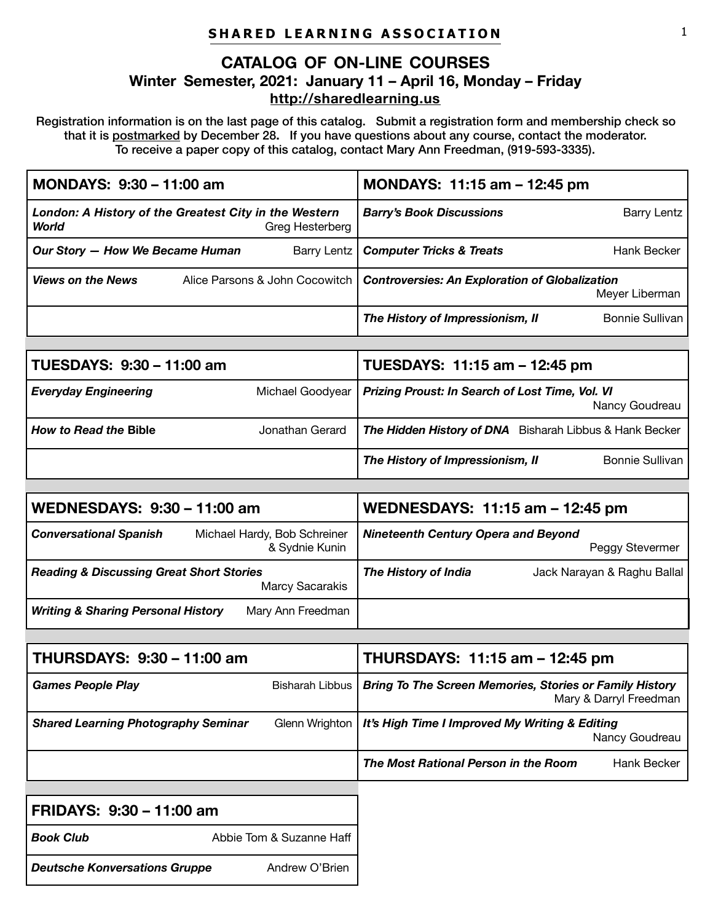**SHARED LEARNING ASSOCIATION**

# CATALOG OF ON-LINE COURSES

## Winter Semester, 2021: January 11 – April 16, Monday – Friday

**http://sharedlearning.us**

Registration information is on the last page of this catalog. Submit a registration form and membership check so that it is postmarked by December 28. If you have questions about any course, contact the moderator. To receive a paper copy of this catalog, contact Mary Ann Freedman, (919-593-3335).

| MONDAYS: 9:30 – 11:00 am | | MONDAYS: 11:15 am – 12:45 pm | |
|---|---|---|---|
| ***London: A History of the Greatest City in the Western World*** | Greg Hesterberg | ***Barry's Book Discussions*** | Barry Lentz |
| ***Our Story — How We Became Human*** | Barry Lentz | ***Computer Tricks & Treats*** | Hank Becker |
| ***Views on the News*** | Alice Parsons & John Cocowitch | ***Controversies: An Exploration of Globalization*** | Meyer Liberman |
| | | ***The History of Impressionism, II*** | Bonnie Sullivan |

| TUESDAYS: 9:30 – 11:00 am | | TUESDAYS: 11:15 am – 12:45 pm | |
|---|---|---|---|
| ***Everyday Engineering*** | Michael Goodyear | ***Prizing Proust: In Search of Lost Time, Vol. VI*** | Nancy Goudreau |
| ***How to Read the* Bible** | Jonathan Gerard | ***The Hidden History of DNA*** | Bisharah Libbus & Hank Becker |
| | | ***The History of Impressionism, II*** | Bonnie Sullivan |

| WEDNESDAYS: 9:30 – 11:00 am | | WEDNESDAYS: 11:15 am – 12:45 pm | |
|---|---|---|---|
| ***Conversational Spanish*** | Michael Hardy, Bob Schreiner & Sydnie Kunin | ***Nineteenth Century Opera and Beyond*** | Peggy Stevermer |
| ***Reading & Discussing Great Short Stories*** | Marcy Sacarakis | ***The History of India*** | Jack Narayan & Raghu Ballal |
| ***Writing & Sharing Personal History*** | Mary Ann Freedman | | |

| THURSDAYS: 9:30 – 11:00 am | | THURSDAYS: 11:15 am – 12:45 pm | |
|---|---|---|---|
| ***Games People Play*** | Bisharah Libbus | ***Bring To The Screen Memories, Stories or Family History*** | Mary & Darryl Freedman |
| ***Shared Learning Photography Seminar*** | Glenn Wrighton | ***It's High Time I Improved My Writing & Editing*** | Nancy Goudreau |
| | | ***The Most Rational Person in the Room*** | Hank Becker |

| FRIDAYS: 9:30 – 11:00 am | |
|---|---|
| ***Book Club*** | Abbie Tom & Suzanne Haff |
| ***Deutsche Konversations Gruppe*** | Andrew O'Brien |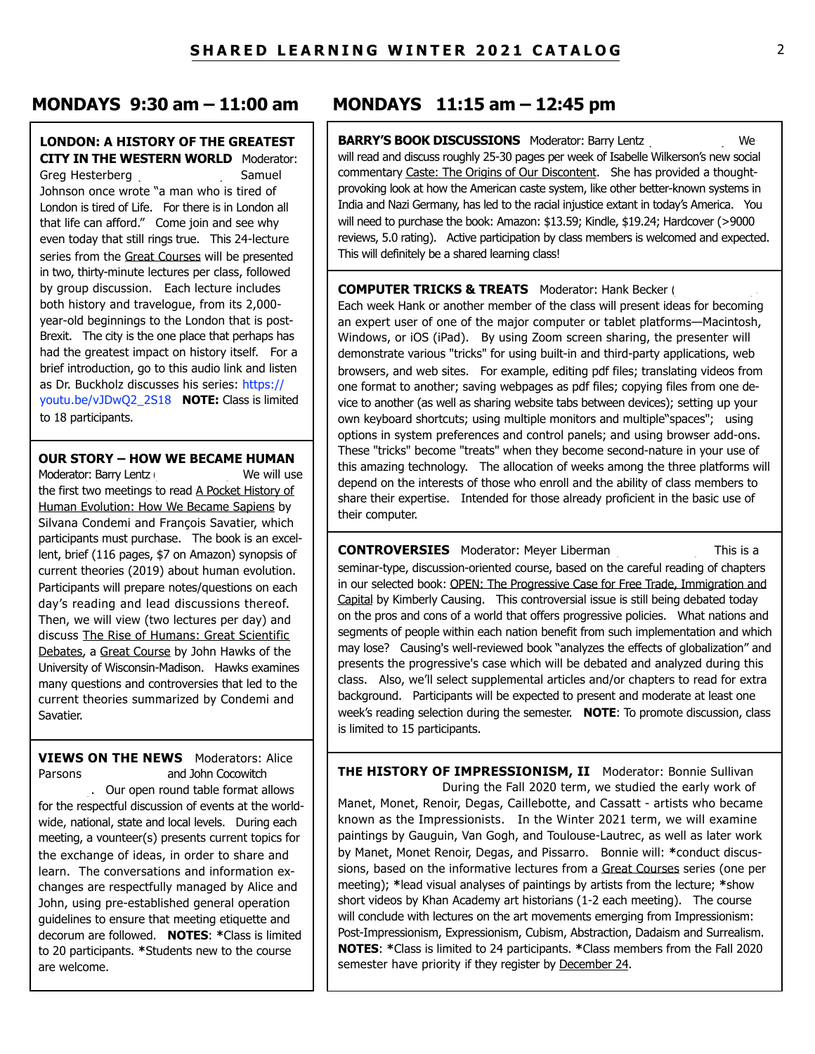## MONDAYS 9:30 am – 11:00 am

**LONDON: A HISTORY OF THE GREATEST CITY IN THE WESTERN WORLD** Moderator: Greg Hesterberg Samuel Johnson once wrote "a man who is tired of London is tired of Life. For there is in London all that life can afford." Come join and see why even today that still rings true. This 24-lecture series from the Great Courses will be presented in two, thirty-minute lectures per class, followed by group discussion. Each lecture includes both history and travelogue, from its 2,000-year-old beginnings to the London that is post-Brexit. The city is the one place that perhaps has had the greatest impact on history itself. For a brief introduction, go to this audio link and listen as Dr. Buckholz discusses his series: https://youtu.be/vJDwQ2_2S18 **NOTE:** Class is limited to 18 participants.

**OUR STORY – HOW WE BECAME HUMAN** Moderator: Barry Lentz We will use the first two meetings to read A Pocket History of Human Evolution: How We Became Sapiens by Silvana Condemi and François Savatier, which participants must purchase. The book is an excellent, brief (116 pages, $7 on Amazon) synopsis of current theories (2019) about human evolution. Participants will prepare notes/questions on each day's reading and lead discussions thereof. Then, we will view (two lectures per day) and discuss The Rise of Humans: Great Scientific Debates, a Great Course by John Hawks of the University of Wisconsin-Madison. Hawks examines many questions and controversies that led to the current theories summarized by Condemi and Savatier.

**VIEWS ON THE NEWS** Moderators: Alice Parsons and John Cocowitch . Our open round table format allows for the respectful discussion of events at the worldwide, national, state and local levels. During each meeting, a vounteer(s) presents current topics for the exchange of ideas, in order to share and learn. The conversations and information exchanges are respectfully managed by Alice and John, using pre-established general operation guidelines to ensure that meeting etiquette and decorum are followed. **NOTES**: *Class is limited to 20 participants. *Students new to the course are welcome.

## MONDAYS 11:15 am – 12:45 pm

**BARRY'S BOOK DISCUSSIONS** Moderator: Barry Lentz We will read and discuss roughly 25-30 pages per week of Isabelle Wilkerson's new social commentary Caste: The Origins of Our Discontent. She has provided a thought-provoking look at how the American caste system, like other better-known systems in India and Nazi Germany, has led to the racial injustice extant in today's America. You will need to purchase the book: Amazon: $13.59; Kindle, $19.24; Hardcover (>9000 reviews, 5.0 rating). Active participation by class members is welcomed and expected. This will definitely be a shared learning class!

**COMPUTER TRICKS & TREATS** Moderator: Hank Becker ( Each week Hank or another member of the class will present ideas for becoming an expert user of one of the major computer or tablet platforms—Macintosh, Windows, or iOS (iPad). By using Zoom screen sharing, the presenter will demonstrate various "tricks" for using built-in and third-party applications, web browsers, and web sites. For example, editing pdf files; translating videos from one format to another; saving webpages as pdf files; copying files from one device to another (as well as sharing website tabs between devices); setting up your own keyboard shortcuts; using multiple monitors and multiple"spaces"; using options in system preferences and control panels; and using browser add-ons. These "tricks" become "treats" when they become second-nature in your use of this amazing technology. The allocation of weeks among the three platforms will depend on the interests of those who enroll and the ability of class members to share their expertise. Intended for those already proficient in the basic use of their computer.

**CONTROVERSIES** Moderator: Meyer Liberman This is a seminar-type, discussion-oriented course, based on the careful reading of chapters in our selected book: OPEN: The Progressive Case for Free Trade, Immigration and Capital by Kimberly Causing. This controversial issue is still being debated today on the pros and cons of a world that offers progressive policies. What nations and segments of people within each nation benefit from such implementation and which may lose? Causing's well-reviewed book "analyzes the effects of globalization" and presents the progressive's case which will be debated and analyzed during this class. Also, we'll select supplemental articles and/or chapters to read for extra background. Participants will be expected to present and moderate at least one week's reading selection during the semester. **NOTE**: To promote discussion, class is limited to 15 participants.

**THE HISTORY OF IMPRESSIONISM, II** Moderator: Bonnie Sullivan During the Fall 2020 term, we studied the early work of Manet, Monet, Renoir, Degas, Caillebotte, and Cassatt - artists who became known as the Impressionists. In the Winter 2021 term, we will examine paintings by Gauguin, Van Gogh, and Toulouse-Lautrec, as well as later work by Manet, Monet Renoir, Degas, and Pissarro. Bonnie will: *conduct discussions, based on the informative lectures from a Great Courses series (one per meeting); *lead visual analyses of paintings by artists from the lecture; *show short videos by Khan Academy art historians (1-2 each meeting). The course will conclude with lectures on the art movements emerging from Impressionism: Post-Impressionism, Expressionism, Cubism, Abstraction, Dadaism and Surrealism. **NOTES**: *Class is limited to 24 participants. *Class members from the Fall 2020 semester have priority if they register by December 24.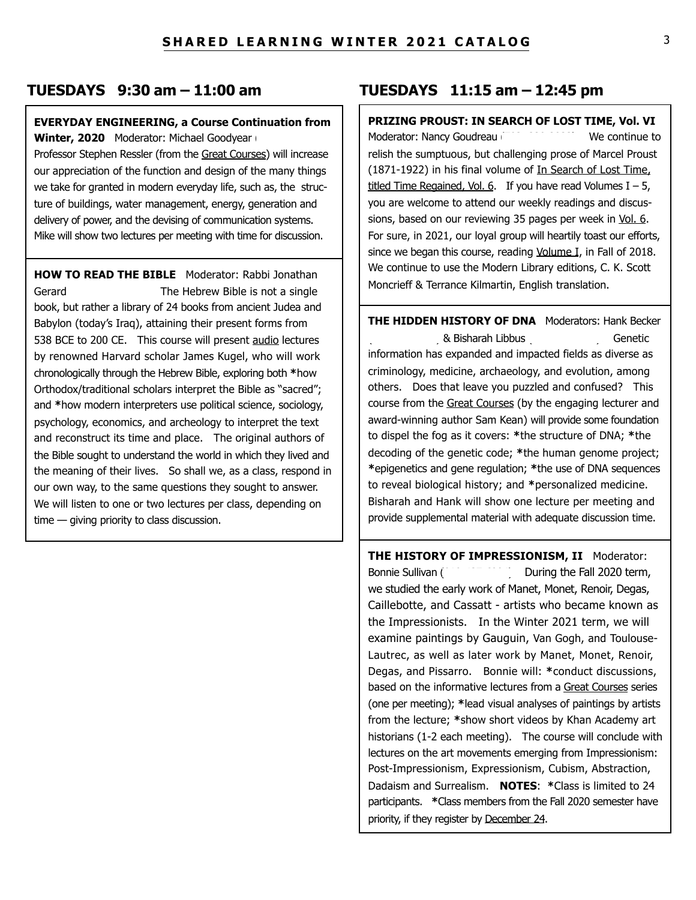## TUESDAYS 9:30 am – 11:00 am

**EVERYDAY ENGINEERING, a Course Continuation from Winter, 2020** Moderator: Michael Goodyear

Professor Stephen Ressler (from the Great Courses) will increase our appreciation of the function and design of the many things we take for granted in modern everyday life, such as, the structure of buildings, water management, energy, generation and delivery of power, and the devising of communication systems. Mike will show two lectures per meeting with time for discussion.

**HOW TO READ THE BIBLE** Moderator: Rabbi Jonathan Gerard The Hebrew Bible is not a single book, but rather a library of 24 books from ancient Judea and Babylon (today's Iraq), attaining their present forms from 538 BCE to 200 CE. This course will present audio lectures by renowned Harvard scholar James Kugel, who will work chronologically through the Hebrew Bible, exploring both *how Orthodox/traditional scholars interpret the Bible as "sacred"; and *how modern interpreters use political science, sociology, psychology, economics, and archeology to interpret the text and reconstruct its time and place. The original authors of the Bible sought to understand the world in which they lived and the meaning of their lives. So shall we, as a class, respond in our own way, to the same questions they sought to answer. We will listen to one or two lectures per class, depending on time — giving priority to class discussion.

## TUESDAYS 11:15 am – 12:45 pm

**PRIZING PROUST: IN SEARCH OF LOST TIME, Vol. VI** Moderator: Nancy Goudreau We continue to relish the sumptuous, but challenging prose of Marcel Proust (1871-1922) in his final volume of In Search of Lost Time, titled Time Regained, Vol. 6. If you have read Volumes I – 5, you are welcome to attend our weekly readings and discussions, based on our reviewing 35 pages per week in Vol. 6. For sure, in 2021, our loyal group will heartily toast our efforts, since we began this course, reading Volume I, in Fall of 2018. We continue to use the Modern Library editions, C. K. Scott Moncrieff & Terrance Kilmartin, English translation.

**THE HIDDEN HISTORY OF DNA** Moderators: Hank Becker & Bisharah Libbus Genetic information has expanded and impacted fields as diverse as criminology, medicine, archaeology, and evolution, among others. Does that leave you puzzled and confused? This course from the Great Courses (by the engaging lecturer and award-winning author Sam Kean) will provide some foundation to dispel the fog as it covers: *the structure of DNA; *the decoding of the genetic code; *the human genome project; *epigenetics and gene regulation; *the use of DNA sequences to reveal biological history; and *personalized medicine. Bisharah and Hank will show one lecture per meeting and provide supplemental material with adequate discussion time.

**THE HISTORY OF IMPRESSIONISM, II** Moderator: Bonnie Sullivan During the Fall 2020 term, we studied the early work of Manet, Monet, Renoir, Degas, Caillebotte, and Cassatt - artists who became known as the Impressionists. In the Winter 2021 term, we will examine paintings by Gauguin, Van Gogh, and Toulouse-Lautrec, as well as later work by Manet, Monet, Renoir, Degas, and Pissarro. Bonnie will: *conduct discussions, based on the informative lectures from a Great Courses series (one per meeting); *lead visual analyses of paintings by artists from the lecture; *show short videos by Khan Academy art historians (1-2 each meeting). The course will conclude with lectures on the art movements emerging from Impressionism: Post-Impressionism, Expressionism, Cubism, Abstraction, Dadaism and Surrealism. **NOTES**: *Class is limited to 24 participants. *Class members from the Fall 2020 semester have priority, if they register by December 24.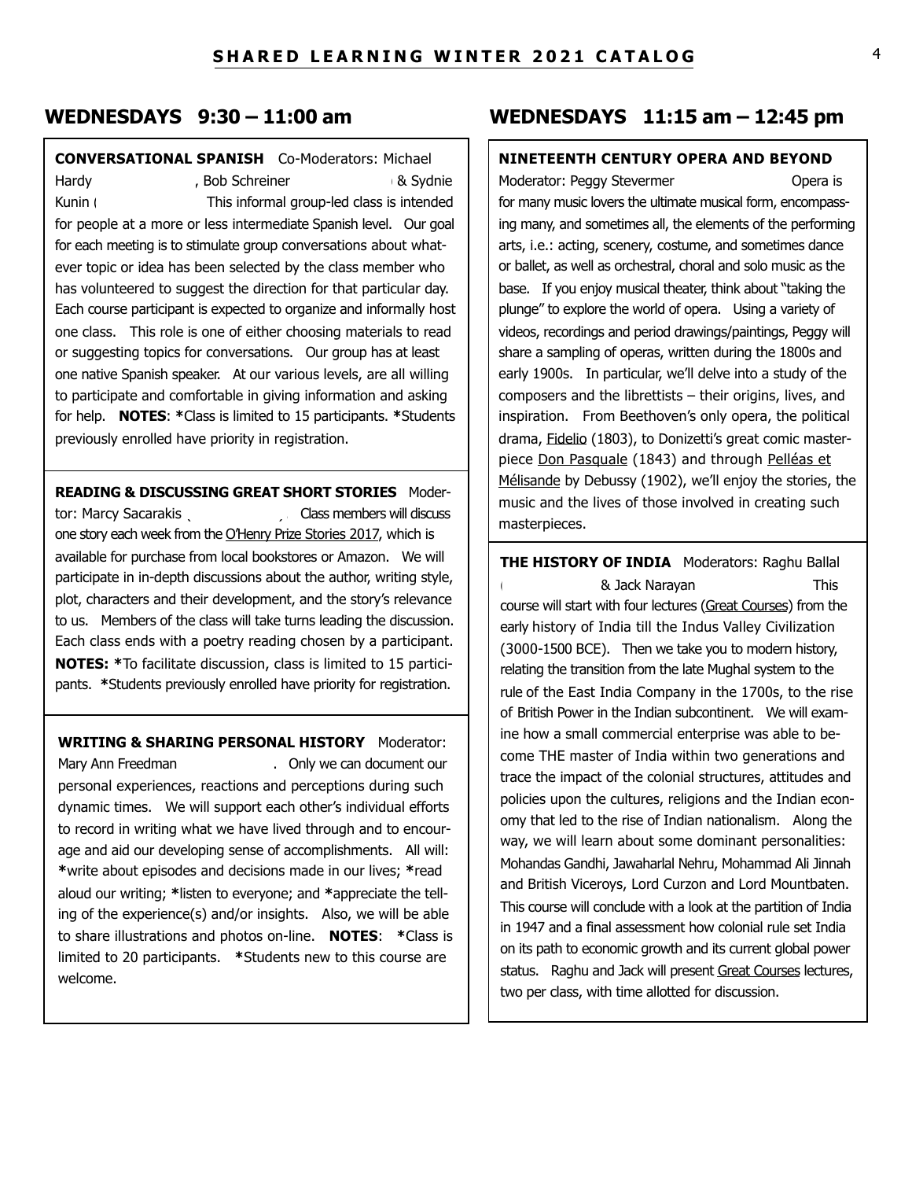## WEDNESDAYS 9:30 – 11:00 am

**CONVERSATIONAL SPANISH** Co-Moderators: Michael Hardy , Bob Schreiner & Sydnie Kunin This informal group-led class is intended for people at a more or less intermediate Spanish level. Our goal for each meeting is to stimulate group conversations about whatever topic or idea has been selected by the class member who has volunteered to suggest the direction for that particular day. Each course participant is expected to organize and informally host one class. This role is one of either choosing materials to read or suggesting topics for conversations. Our group has at least one native Spanish speaker. At our various levels, are all willing to participate and comfortable in giving information and asking for help. **NOTES**: *Class is limited to 15 participants. *Students previously enrolled have priority in registration.

**READING & DISCUSSING GREAT SHORT STORIES** Modertor: Marcy Sacarakis Class members will discuss one story each week from the O'Henry Prize Stories 2017, which is available for purchase from local bookstores or Amazon. We will participate in in-depth discussions about the author, writing style, plot, characters and their development, and the story's relevance to us. Members of the class will take turns leading the discussion. Each class ends with a poetry reading chosen by a participant. **NOTES:** *To facilitate discussion, class is limited to 15 participants. *Students previously enrolled have priority for registration.

**WRITING & SHARING PERSONAL HISTORY** Moderator: Mary Ann Freedman . Only we can document our personal experiences, reactions and perceptions during such dynamic times. We will support each other's individual efforts to record in writing what we have lived through and to encourage and aid our developing sense of accomplishments. All will: *write about episodes and decisions made in our lives; *read aloud our writing; *listen to everyone; and *appreciate the telling of the experience(s) and/or insights. Also, we will be able to share illustrations and photos on-line. **NOTES**: *Class is limited to 20 participants. *Students new to this course are welcome.

## WEDNESDAYS 11:15 am – 12:45 pm

**NINETEENTH CENTURY OPERA AND BEYOND**
Moderator: Peggy Stevermer Opera is for many music lovers the ultimate musical form, encompassing many, and sometimes all, the elements of the performing arts, i.e.: acting, scenery, costume, and sometimes dance or ballet, as well as orchestral, choral and solo music as the base. If you enjoy musical theater, think about "taking the plunge" to explore the world of opera. Using a variety of videos, recordings and period drawings/paintings, Peggy will share a sampling of operas, written during the 1800s and early 1900s. In particular, we'll delve into a study of the composers and the librettists – their origins, lives, and inspiration. From Beethoven's only opera, the political drama, Fidelio (1803), to Donizetti's great comic masterpiece Don Pasquale (1843) and through Pelléas et Mélisande by Debussy (1902), we'll enjoy the stories, the music and the lives of those involved in creating such masterpieces.

**THE HISTORY OF INDIA** Moderators: Raghu Ballal & Jack Narayan This course will start with four lectures (Great Courses) from the early history of India till the Indus Valley Civilization (3000-1500 BCE). Then we take you to modern history, relating the transition from the late Mughal system to the rule of the East India Company in the 1700s, to the rise of British Power in the Indian subcontinent. We will examine how a small commercial enterprise was able to become THE master of India within two generations and trace the impact of the colonial structures, attitudes and policies upon the cultures, religions and the Indian economy that led to the rise of Indian nationalism. Along the way, we will learn about some dominant personalities: Mohandas Gandhi, Jawaharlal Nehru, Mohammad Ali Jinnah and British Viceroys, Lord Curzon and Lord Mountbaten. This course will conclude with a look at the partition of India in 1947 and a final assessment how colonial rule set India on its path to economic growth and its current global power status. Raghu and Jack will present Great Courses lectures, two per class, with time allotted for discussion.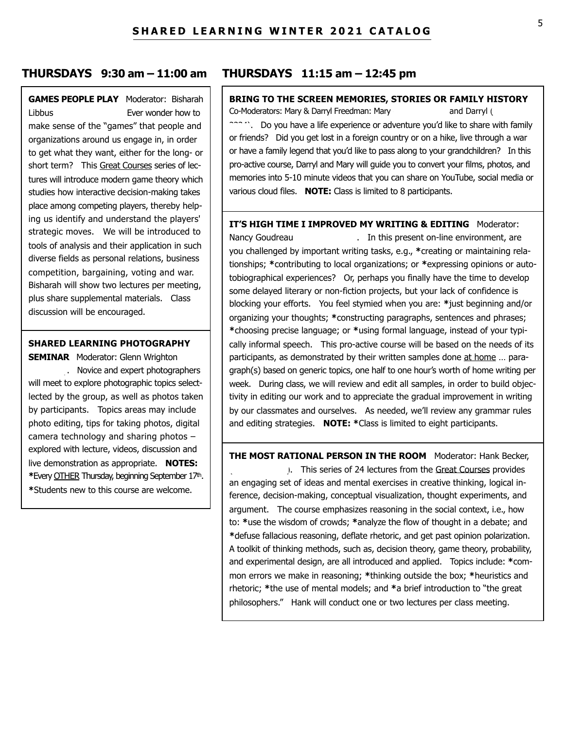# SHARED LEARNING WINTER 2021 CATALOG

## THURSDAYS 9:30 am – 11:00 am

**GAMES PEOPLE PLAY** Moderator: Bisharah Libbus Ever wonder how to make sense of the "games" that people and organizations around us engage in, in order to get what they want, either for the long- or short term? This Great Courses series of lectures will introduce modern game theory which studies how interactive decision-making takes place among competing players, thereby helping us identify and understand the players' strategic moves. We will be introduced to tools of analysis and their application in such diverse fields as personal relations, business competition, bargaining, voting and war. Bisharah will show two lectures per meeting, plus share supplemental materials. Class discussion will be encouraged.

**SHARED LEARNING PHOTOGRAPHY SEMINAR** Moderator: Glenn Wrighton . Novice and expert photographers will meet to explore photographic topics select-lected by the group, as well as photos taken by participants. Topics areas may include photo editing, tips for taking photos, digital camera technology and sharing photos – explored with lecture, videos, discussion and live demonstration as appropriate. **NOTES:** *Every OTHER Thursday, beginning September 17th. *Students new to this course are welcome.

## THURSDAYS 11:15 am – 12:45 pm

**BRING TO THE SCREEN MEMORIES, STORIES OR FAMILY HISTORY** Co-Moderators: Mary & Darryl Freedman: Mary and Darryl . Do you have a life experience or adventure you'd like to share with family or friends? Did you get lost in a foreign country or on a hike, live through a war or have a family legend that you'd like to pass along to your grandchildren? In this pro-active course, Darryl and Mary will guide you to convert your films, photos, and memories into 5-10 minute videos that you can share on YouTube, social media or various cloud files. **NOTE:** Class is limited to 8 participants.

**IT'S HIGH TIME I IMPROVED MY WRITING & EDITING** Moderator: Nancy Goudreau . In this present on-line environment, are you challenged by important writing tasks, e.g., *creating or maintaining relationships; *contributing to local organizations; or *expressing opinions or autotobiographical experiences? Or, perhaps you finally have the time to develop some delayed literary or non-fiction projects, but your lack of confidence is blocking your efforts. You feel stymied when you are: *just beginning and/or organizing your thoughts; *constructing paragraphs, sentences and phrases; *choosing precise language; or *using formal language, instead of your typically informal speech. This pro-active course will be based on the needs of its participants, as demonstrated by their written samples done at home … paragraph(s) based on generic topics, one half to one hour's worth of home writing per week. During class, we will review and edit all samples, in order to build objectivity in editing our work and to appreciate the gradual improvement in writing by our classmates and ourselves. As needed, we'll review any grammar rules and editing strategies. **NOTE:** *Class is limited to eight participants.

**THE MOST RATIONAL PERSON IN THE ROOM** Moderator: Hank Becker, . This series of 24 lectures from the Great Courses provides an engaging set of ideas and mental exercises in creative thinking, logical inference, decision-making, conceptual visualization, thought experiments, and argument. The course emphasizes reasoning in the social context, i.e., how to: *use the wisdom of crowds; *analyze the flow of thought in a debate; and *defuse fallacious reasoning, deflate rhetoric, and get past opinion polarization. A toolkit of thinking methods, such as, decision theory, game theory, probability, and experimental design, are all introduced and applied. Topics include: *common errors we make in reasoning; *thinking outside the box; *heuristics and rhetoric; *the use of mental models; and *a brief introduction to "the great philosophers." Hank will conduct one or two lectures per class meeting.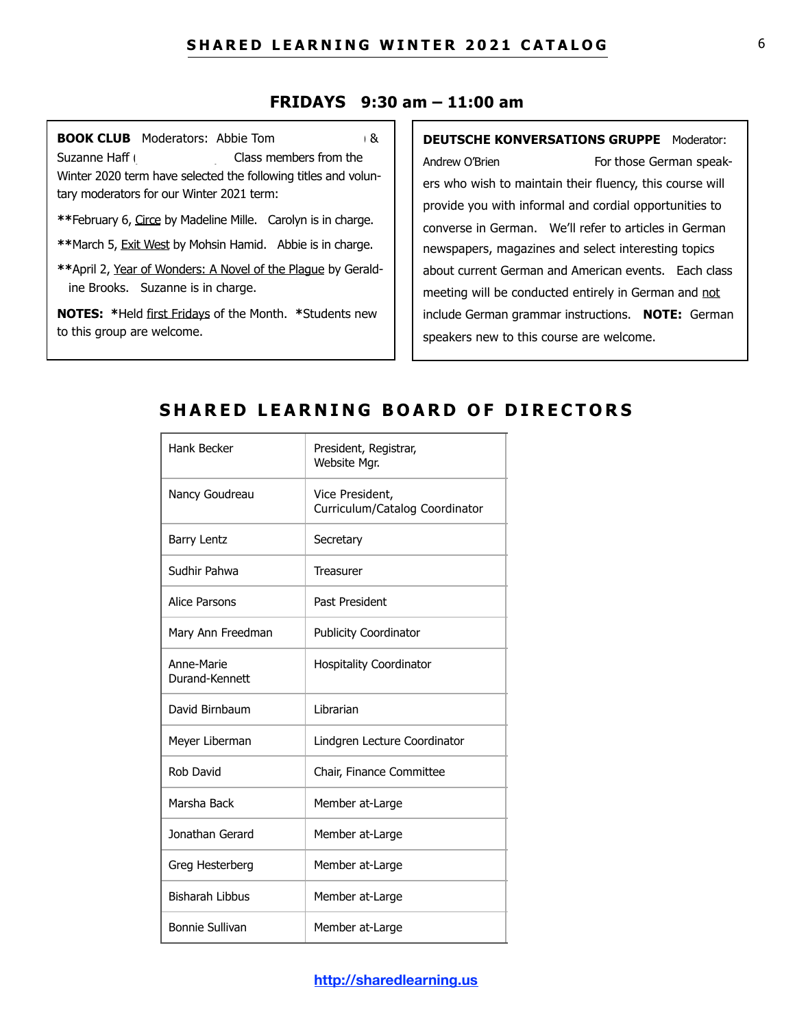## FRIDAYS 9:30 am – 11:00 am

**BOOK CLUB** Moderators: Abbie Tom & Suzanne Haff Class members from the Winter 2020 term have selected the following titles and voluntary moderators for our Winter 2021 term:

**February 6, Circe by Madeline Mille. Carolyn is in charge.

**March 5, Exit West by Mohsin Hamid. Abbie is in charge.

**April 2, Year of Wonders: A Novel of the Plague by Geraldine Brooks. Suzanne is in charge.

**NOTES:** *Held first Fridays of the Month. *Students new to this group are welcome.

**DEUTSCHE KONVERSATIONS GRUPPE** Moderator: Andrew O'Brien For those German speakers who wish to maintain their fluency, this course will provide you with informal and cordial opportunities to converse in German. We'll refer to articles in German newspapers, magazines and select interesting topics about current German and American events. Each class meeting will be conducted entirely in German and not include German grammar instructions. **NOTE:** German speakers new to this course are welcome.

## SHARED LEARNING BOARD OF DIRECTORS

| Name | Position |
|---|---|
| Hank Becker | President, Registrar, Website Mgr. |
| Nancy Goudreau | Vice President, Curriculum/Catalog Coordinator |
| Barry Lentz | Secretary |
| Sudhir Pahwa | Treasurer |
| Alice Parsons | Past President |
| Mary Ann Freedman | Publicity Coordinator |
| Anne-Marie Durand-Kennett | Hospitality Coordinator |
| David Birnbaum | Librarian |
| Meyer Liberman | Lindgren Lecture Coordinator |
| Rob David | Chair, Finance Committee |
| Marsha Back | Member at-Large |
| Jonathan Gerard | Member at-Large |
| Greg Hesterberg | Member at-Large |
| Bisharah Libbus | Member at-Large |
| Bonnie Sullivan | Member at-Large |

http://sharedlearning.us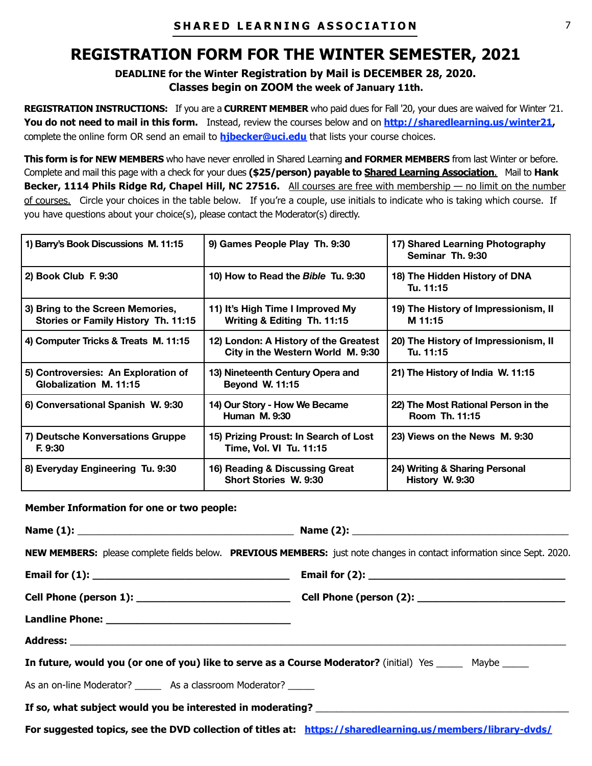**SHARED LEARNING ASSOCIATION**

# REGISTRATION FORM FOR THE WINTER SEMESTER, 2021

**DEADLINE for the Winter Registration by Mail is DECEMBER 28, 2020.**
**Classes begin on ZOOM the week of January 11th.**

**REGISTRATION INSTRUCTIONS:** If you are a **CURRENT MEMBER** who paid dues for Fall '20, your dues are waived for Winter '21. **You do not need to mail in this form.** Instead, review the courses below and on **http://sharedlearning.us/winter21**, complete the online form OR send an email to **hjbecker@uci.edu** that lists your course choices.

**This form is for NEW MEMBERS** who have never enrolled in Shared Learning **and FORMER MEMBERS** from last Winter or before. Complete and mail this page with a check for your dues **($25/person) payable to Shared Learning Association**. Mail to **Hank Becker, 1114 Phils Ridge Rd, Chapel Hill, NC 27516.** All courses are free with membership — no limit on the number of courses. Circle your choices in the table below. If you're a couple, use initials to indicate who is taking which course. If you have questions about your choice(s), please contact the Moderator(s) directly.

| | | |
|---|---|---|
| **1) Barry's Book Discussions M. 11:15** | **9) Games People Play Th. 9:30** | **17) Shared Learning Photography Seminar Th. 9:30** |
| **2) Book Club F. 9:30** | **10) How to Read the *Bible* Tu. 9:30** | **18) The Hidden History of DNA Tu. 11:15** |
| **3) Bring to the Screen Memories, Stories or Family History Th. 11:15** | **11) It's High Time I Improved My Writing & Editing Th. 11:15** | **19) The History of Impressionism, II M 11:15** |
| **4) Computer Tricks & Treats M. 11:15** | **12) London: A History of the Greatest City in the Western World M. 9:30** | **20) The History of Impressionism, II Tu. 11:15** |
| **5) Controversies: An Exploration of Globalization M. 11:15** | **13) Nineteenth Century Opera and Beyond W. 11:15** | **21) The History of India W. 11:15** |
| **6) Conversational Spanish W. 9:30** | **14) Our Story - How We Became Human M. 9:30** | **22) The Most Rational Person in the Room Th. 11:15** |
| **7) Deutsche Konversations Gruppe F. 9:30** | **15) Prizing Proust: In Search of Lost Time, Vol. VI Tu. 11:15** | **23) Views on the News M. 9:30** |
| **8) Everyday Engineering Tu. 9:30** | **16) Reading & Discussing Great Short Stories W. 9:30** | **24) Writing & Sharing Personal History W. 9:30** |

**Member Information for one or two people:**

**Name (1):** ______________________ **Name (2):** ______________________

**NEW MEMBERS:** please complete fields below. **PREVIOUS MEMBERS:** just note changes in contact information since Sept. 2020.

**Email for (1):** ______________________ **Email for (2):** ______________________

**Cell Phone (person 1):** ______________________ **Cell Phone (person (2):** ______________________

**Landline Phone:** ______________________

**Address:** ______________________________________________

**In future, would you (or one of you) like to serve as a Course Moderator?** (initial) Yes _____ Maybe _____

As an on-line Moderator? _____ As a classroom Moderator? _____

**If so, what subject would you be interested in moderating?** ______________________

**For suggested topics, see the DVD collection of titles at: https://sharedlearning.us/members/library-dvds/**